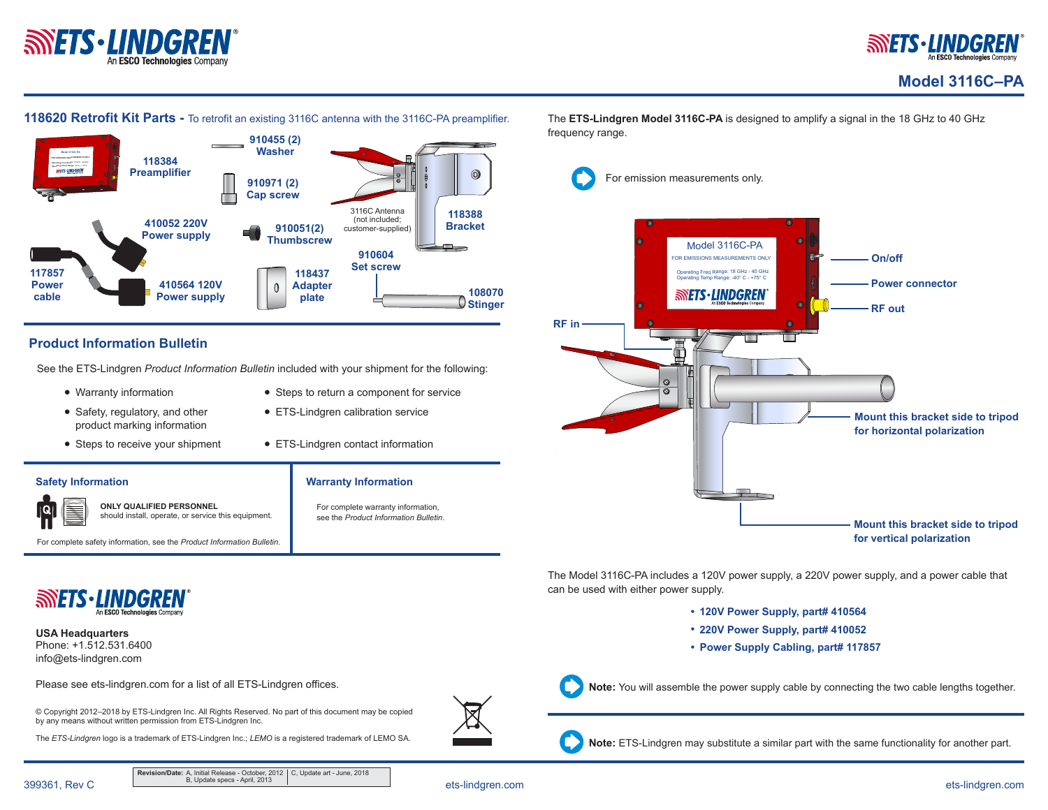# Model 3116C–PA

## 118620 Retrofit Kit Parts - To retrofit an existing 3116C antenna with the 3116C-PA preamplifier.

- 118384 Preamplifier
- 910455 (2) Washer
- 910971 (2) Cap screw
- 410052 220V Power supply
- 910051(2) Thumbscrew
- 3116C Antenna (not included; customer-supplied)
- 118388 Bracket
- 117857 Power cable
- 410564 120V Power supply
- 118437 Adapter plate
- 910604 Set screw
- 108070 Stinger

## Product Information Bulletin

See the ETS-Lindgren *Product Information Bulletin* included with your shipment for the following:

- Warranty information
- Safety, regulatory, and other product marking information
- Steps to receive your shipment
- Steps to return a component for service
- ETS-Lindgren calibration service
- ETS-Lindgren contact information

### Safety Information

**ONLY QUALIFIED PERSONNEL** should install, operate, or service this equipment.

For complete safety information, see the *Product Information Bulletin*.

### Warranty Information

For complete warranty information, see the *Product Information Bulletin*.

**USA Headquarters**
Phone: +1.512.531.6400
info@ets-lindgren.com

Please see ets-lindgren.com for a list of all ETS-Lindgren offices.

© Copyright 2012–2018 by ETS-Lindgren Inc. All Rights Reserved. No part of this document may be copied by any means without written permission from ETS-Lindgren Inc.

The *ETS-Lindgren* logo is a trademark of ETS-Lindgren Inc.; *LEMO* is a registered trademark of LEMO SA.

The **ETS-Lindgren Model 3116C-PA** is designed to amplify a signal in the 18 GHz to 40 GHz frequency range.

For emission measurements only.

- On/off
- Power connector
- RF out
- RF in
- Mount this bracket side to tripod for horizontal polarization
- Mount this bracket side to tripod for vertical polarization

The Model 3116C-PA includes a 120V power supply, a 220V power supply, and a power cable that can be used with either power supply.

- **120V Power Supply, part# 410564**
- **220V Power Supply, part# 410052**
- **Power Supply Cabling, part# 117857**

**Note:** You will assemble the power supply cable by connecting the two cable lengths together.

**Note:** ETS-Lindgren may substitute a similar part with the same functionality for another part.

399361, Rev C

| Revision/Date: A, Initial Release - October, 2012; B, Update specs - April, 2013 | C, Update art - June, 2018 |
|---|---|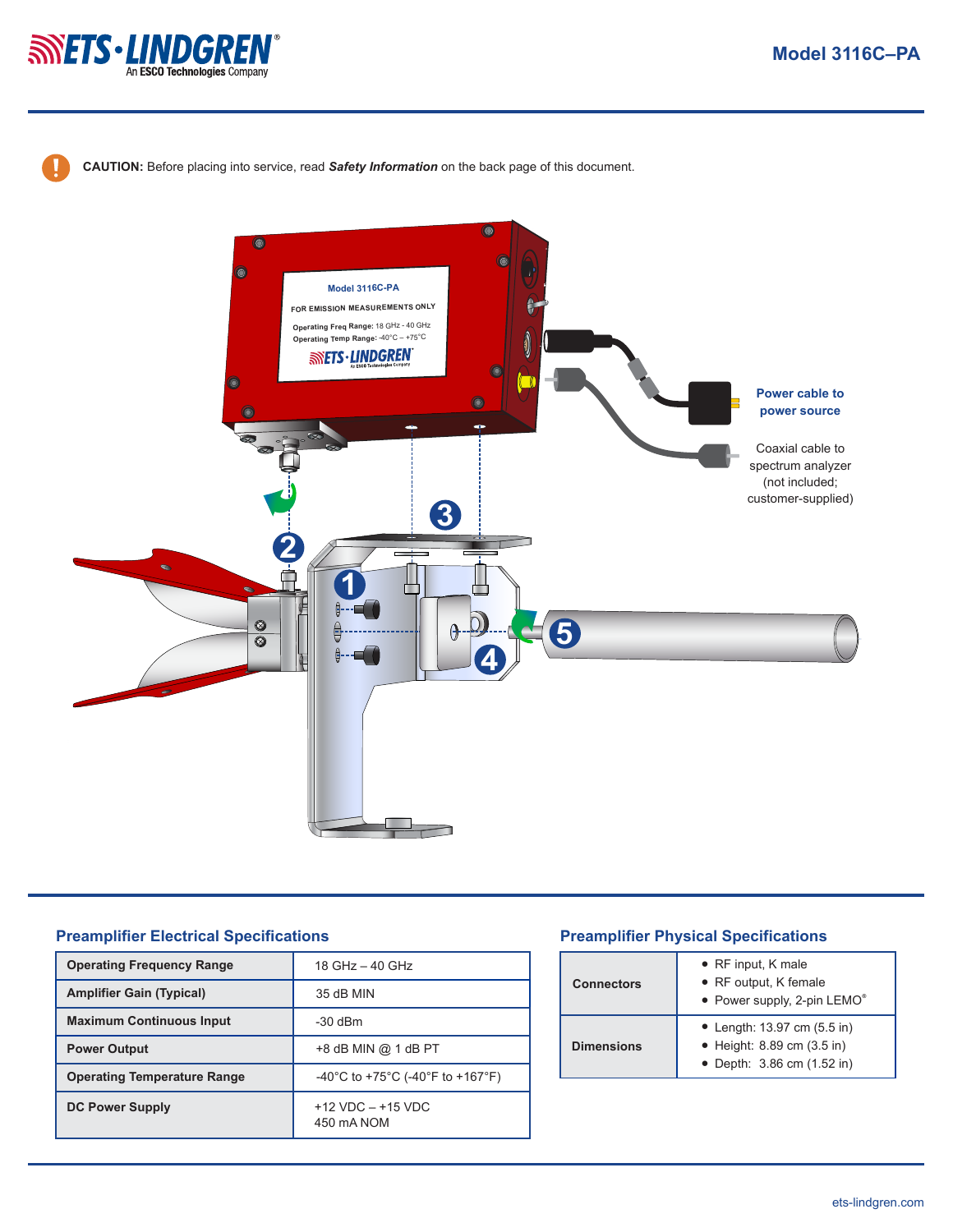**CAUTION:** Before placing into service, read ***Safety Information*** on the back page of this document.

Model 3116C-PA

FOR EMISSION MEASUREMENTS ONLY

Operating Freq Range: 18 GHz - 40 GHz

Operating Temp Range: -40°C – +75°C

Power cable to power source

Coaxial cable to spectrum analyzer (not included; customer-supplied)

1

2

3

4

5

## Preamplifier Electrical Specifications

| | |
|---|---|
| **Operating Frequency Range** | 18 GHz – 40 GHz |
| **Amplifier Gain (Typical)** | 35 dB MIN |
| **Maximum Continuous Input** | -30 dBm |
| **Power Output** | +8 dB MIN @ 1 dB PT |
| **Operating Temperature Range** | -40°C to +75°C (-40°F to +167°F) |
| **DC Power Supply** | +12 VDC – +15 VDC<br>450 mA NOM |

## Preamplifier Physical Specifications

| | |
|---|---|
| **Connectors** | • RF input, K male<br>• RF output, K female<br>• Power supply, 2-pin LEMO® |
| **Dimensions** | • Length: 13.97 cm (5.5 in)<br>• Height: 8.89 cm (3.5 in)<br>• Depth: 3.86 cm (1.52 in) |